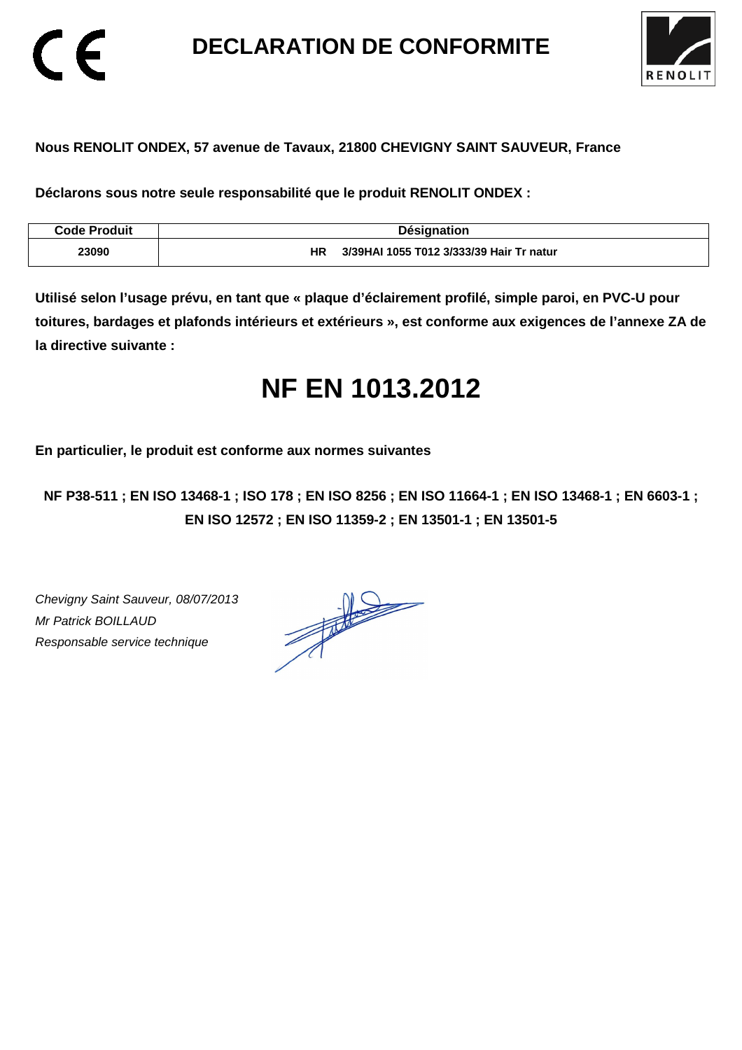# DECLARATION DE CONFORMITE

**Nous RENOLIT ONDEX, 57 avenue de Tavaux, 21800 CHEVIGNY SAINT SAUVEUR, France**

**Déclarons sous notre seule responsabilité que le produit RENOLIT ONDEX :**

| Code Produit | Désignation |
| --- | --- |
| 23090 | HR 3/39HAI 1055 T012 3/333/39 Hair Tr natur |

**Utilisé selon l'usage prévu, en tant que « plaque d'éclairement profilé, simple paroi, en PVC-U pour toitures, bardages et plafonds intérieurs et extérieurs », est conforme aux exigences de l'annexe ZA de la directive suivante :**

# NF EN 1013.2012

**En particulier, le produit est conforme aux normes suivantes**

**NF P38-511 ; EN ISO 13468-1 ; ISO 178 ; EN ISO 8256 ; EN ISO 11664-1 ; EN ISO 13468-1 ; EN 6603-1 ; EN ISO 12572 ; EN ISO 11359-2 ; EN 13501-1 ; EN 13501-5**

*Chevigny Saint Sauveur, 08/07/2013*
*Mr Patrick BOILLAUD*
*Responsable service technique*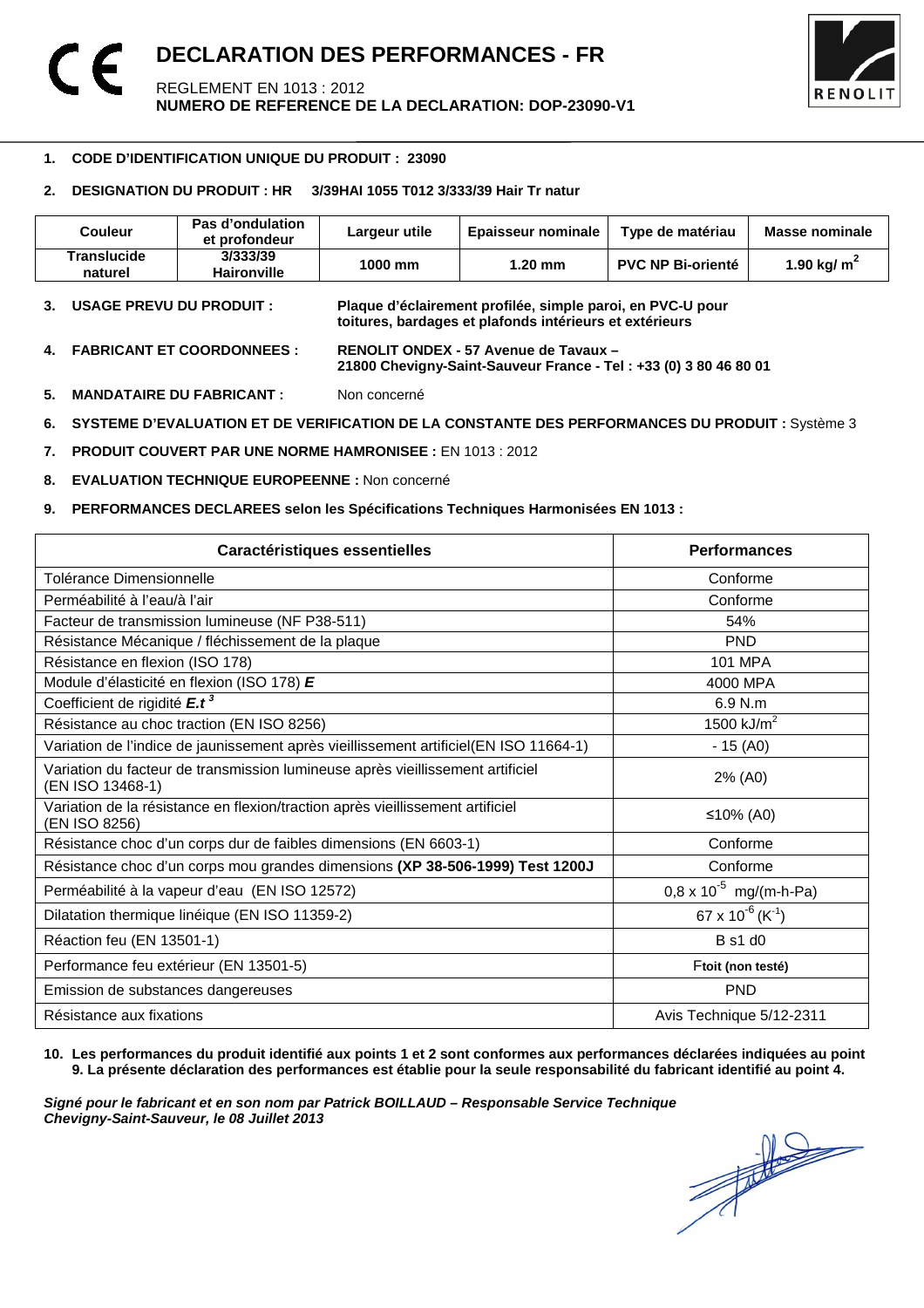# DECLARATION DES PERFORMANCES - FR

REGLEMENT EN 1013 : 2012
**NUMERO DE REFERENCE DE LA DECLARATION: DOP-23090-V1**

1. **CODE D'IDENTIFICATION UNIQUE DU PRODUIT : 23090**

2. **DESIGNATION DU PRODUIT : HR 3/39HAI 1055 T012 3/333/39 Hair Tr natur**

| Couleur | Pas d'ondulation et profondeur | Largeur utile | Epaisseur nominale | Type de matériau | Masse nominale |
|---|---|---|---|---|---|
| **Translucide naturel** | **3/333/39 Haironville** | **1000 mm** | **1.20 mm** | **PVC NP Bi-orienté** | **1.90 kg/ m²** |

3. **USAGE PREVU DU PRODUIT :** **Plaque d'éclairement profilée, simple paroi, en PVC-U pour toitures, bardages et plafonds intérieurs et extérieurs**

4. **FABRICANT ET COORDONNEES :** **RENOLIT ONDEX - 57 Avenue de Tavaux – 21800 Chevigny-Saint-Sauveur France - Tel : +33 (0) 3 80 46 80 01**

5. **MANDATAIRE DU FABRICANT :** Non concerné

6. **SYSTEME D'EVALUATION ET DE VERIFICATION DE LA CONSTANTE DES PERFORMANCES DU PRODUIT :** Système 3

7. **PRODUIT COUVERT PAR UNE NORME HAMRONISEE :** EN 1013 : 2012

8. **EVALUATION TECHNIQUE EUROPEENNE :** Non concerné

9. **PERFORMANCES DECLAREES selon les Spécifications Techniques Harmonisées EN 1013 :**

| Caractéristiques essentielles | Performances |
|---|---|
| Tolérance Dimensionnelle | Conforme |
| Perméabilité à l'eau/à l'air | Conforme |
| Facteur de transmission lumineuse (NF P38-511) | 54% |
| Résistance Mécanique / fléchissement de la plaque | PND |
| Résistance en flexion (ISO 178) | 101 MPA |
| Module d'élasticité en flexion (ISO 178) ***E*** | 4000 MPA |
| Coefficient de rigidité $E.t^3$ | 6.9 N.m |
| Résistance au choc traction (EN ISO 8256) | 1500 kJ/m² |
| Variation de l'indice de jaunissement après vieillissement artificiel(EN ISO 11664-1) | - 15 (A0) |
| Variation du facteur de transmission lumineuse après vieillissement artificiel (EN ISO 13468-1) | 2% (A0) |
| Variation de la résistance en flexion/traction après vieillissement artificiel (EN ISO 8256) | ≤10% (A0) |
| Résistance choc d'un corps dur de faibles dimensions (EN 6603-1) | Conforme |
| Résistance choc d'un corps mou grandes dimensions **(XP 38-506-1999) Test 1200J** | Conforme |
| Perméabilité à la vapeur d'eau (EN ISO 12572) | $0,8 \times 10^{-5}$ mg/(m-h-Pa) |
| Dilatation thermique linéique (EN ISO 11359-2) | $67 \times 10^{-6}$ ($K^{-1}$) |
| Réaction feu (EN 13501-1) | B s1 d0 |
| Performance feu extérieur (EN 13501-5) | F**toit (non testé)** |
| Emission de substances dangereuses | PND |
| Résistance aux fixations | Avis Technique 5/12-2311 |

10. **Les performances du produit identifié aux points 1 et 2 sont conformes aux performances déclarées indiquées au point 9. La présente déclaration des performances est établie pour la seule responsabilité du fabricant identifié au point 4.**

***Signé pour le fabricant et en son nom par Patrick BOILLAUD – Responsable Service Technique***
***Chevigny-Saint-Sauveur, le 08 Juillet 2013***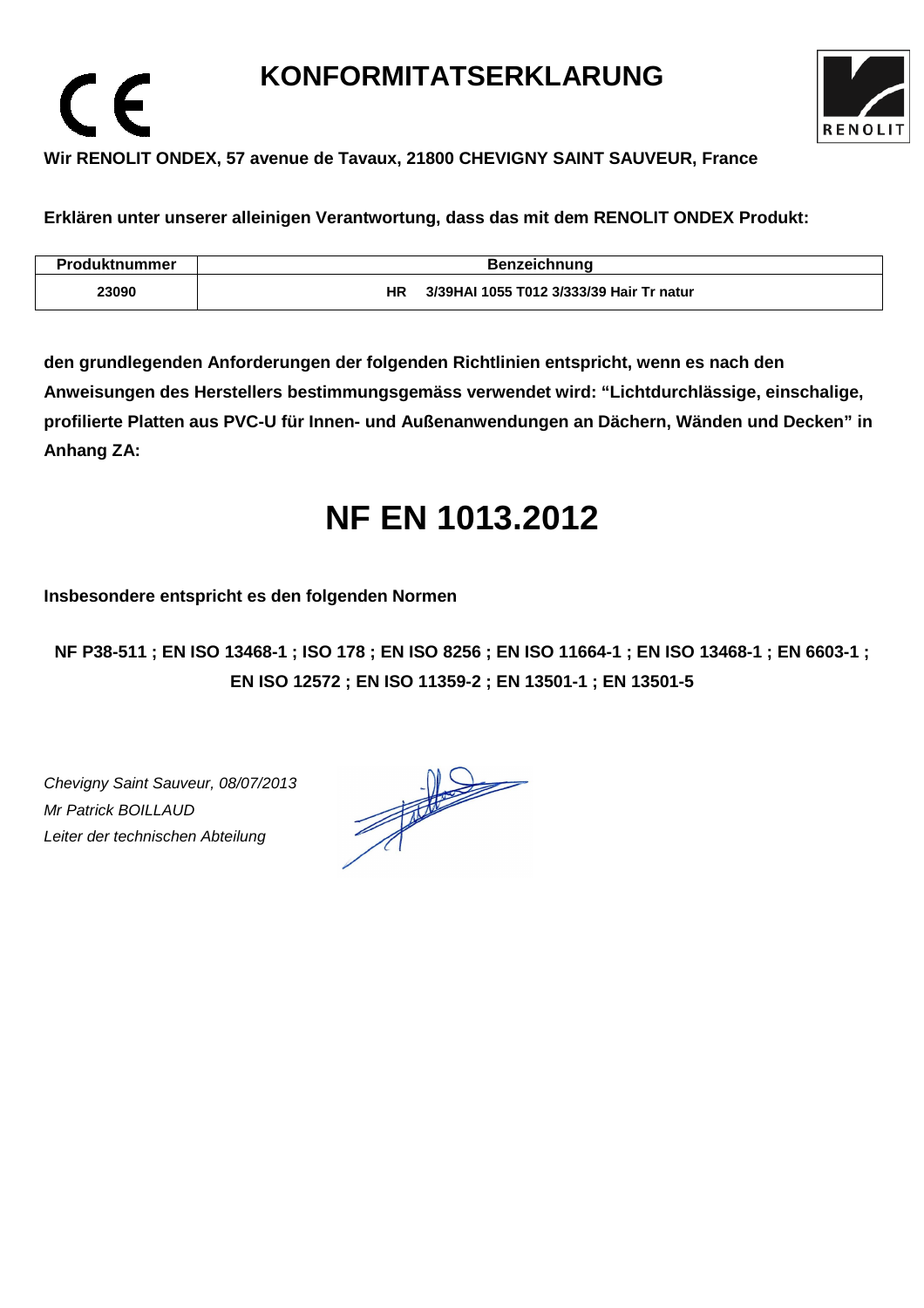# KONFORMITATSERKLARUNG

**Wir RENOLIT ONDEX, 57 avenue de Tavaux, 21800 CHEVIGNY SAINT SAUVEUR, France**

**Erklären unter unserer alleinigen Verantwortung, dass das mit dem RENOLIT ONDEX Produkt:**

| Produktnummer | Benzeichnung |
|---|---|
| 23090 | HR 3/39HAI 1055 T012 3/333/39 Hair Tr natur |

**den grundlegenden Anforderungen der folgenden Richtlinien entspricht, wenn es nach den Anweisungen des Herstellers bestimmungsgemäss verwendet wird: “Lichtdurchlässige, einschalige, profilierte Platten aus PVC-U für Innen- und Außenanwendungen an Dächern, Wänden und Decken” in Anhang ZA:**

# NF EN 1013.2012

**Insbesondere entspricht es den folgenden Normen**

**NF P38-511 ; EN ISO 13468-1 ; ISO 178 ; EN ISO 8256 ; EN ISO 11664-1 ; EN ISO 13468-1 ; EN 6603-1 ; EN ISO 12572 ; EN ISO 11359-2 ; EN 13501-1 ; EN 13501-5**

*Chevigny Saint Sauveur, 08/07/2013*
*Mr Patrick BOILLAUD*
*Leiter der technischen Abteilung*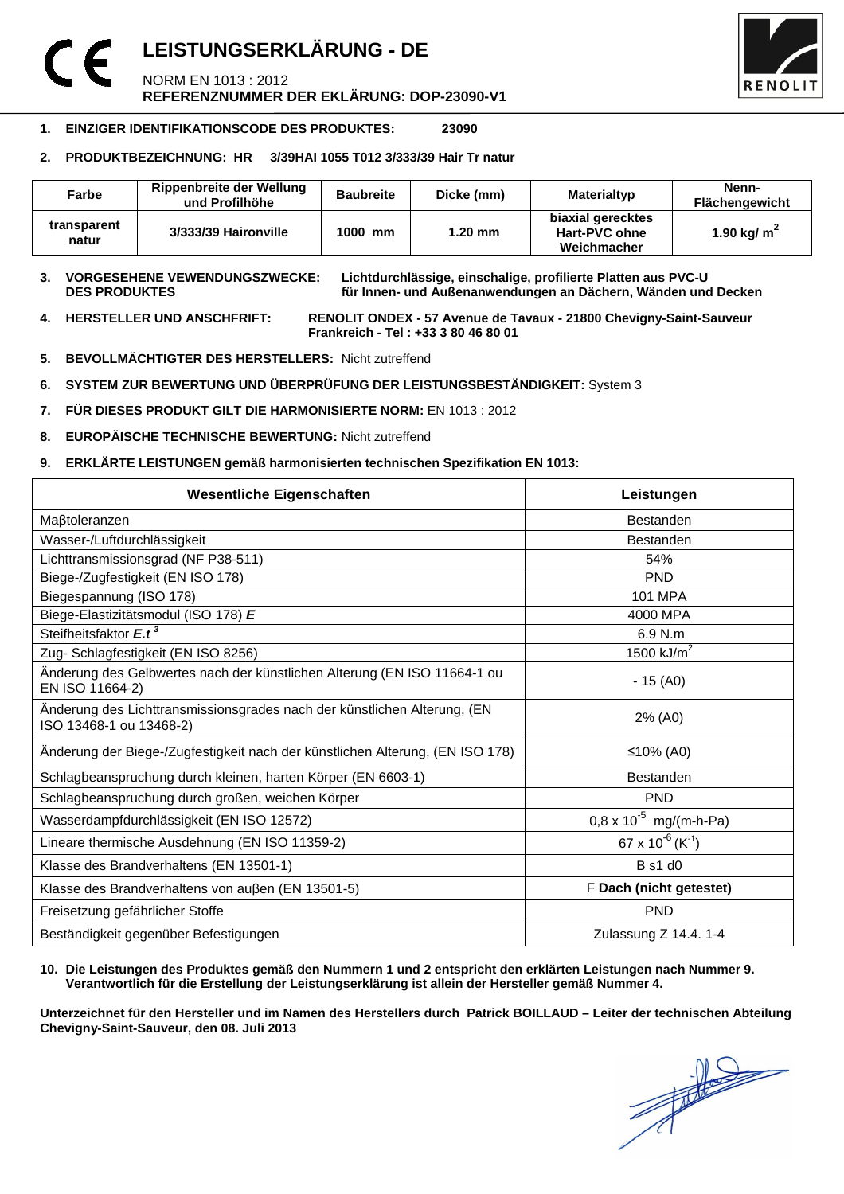# LEISTUNGSERKLÄRUNG - DE

NORM EN 1013 : 2012

**REFERENZNUMMER DER EKLÄRUNG: DOP-23090-V1**

1. **EINZIGER IDENTIFIKATIONSCODE DES PRODUKTES: 23090**

2. **PRODUKTBEZEICHNUNG: HR 3/39HAI 1055 T012 3/333/39 Hair Tr natur**

| Farbe | Rippenbreite der Wellung und Profilhöhe | Baubreite | Dicke (mm) | Materialtyp | Nenn-Flächengewicht |
|---|---|---|---|---|---|
| transparent natur | 3/333/39 Haironville | 1000 mm | 1.20 mm | biaxial gerecktes Hart-PVC ohne Weichmacher | 1.90 kg/ $m^2$ |

3. **VORGESEHENE VEWENDUNGSZWECKE: DES PRODUKTES** — **Lichtdurchlässige, einschalige, profilierte Platten aus PVC-U für Innen- und Außenanwendungen an Dächern, Wänden und Decken**

4. **HERSTELLER UND ANSCHFRIFT:** **RENOLIT ONDEX - 57 Avenue de Tavaux - 21800 Chevigny-Saint-Sauveur Frankreich - Tel : +33 3 80 46 80 01**

5. **BEVOLLMÄCHTIGTER DES HERSTELLERS:** Nicht zutreffend

6. **SYSTEM ZUR BEWERTUNG UND ÜBERPRÜFUNG DER LEISTUNGSBESTÄNDIGKEIT:** System 3

7. **FÜR DIESES PRODUKT GILT DIE HARMONISIERTE NORM:** EN 1013 : 2012

8. **EUROPÄISCHE TECHNISCHE BEWERTUNG:** Nicht zutreffend

9. **ERKLÄRTE LEISTUNGEN gemäß harmonisierten technischen Spezifikation EN 1013:**

| Wesentliche Eigenschaften | Leistungen |
|---|---|
| Maβtoleranzen | Bestanden |
| Wasser-/Luftdurchlässigkeit | Bestanden |
| Lichttransmissionsgrad (NF P38-511) | 54% |
| Biege-/Zugfestigkeit (EN ISO 178) | PND |
| Biegespannung (ISO 178) | 101 MPA |
| Biege-Elastizitätsmodul (ISO 178) ***E*** | 4000 MPA |
| Steifheitsfaktor $E.t^3$ | 6.9 N.m |
| Zug- Schlagfestigkeit (EN ISO 8256) | 1500 kJ/$m^2$ |
| Änderung des Gelbwertes nach der künstlichen Alterung (EN ISO 11664-1 ou EN ISO 11664-2) | - 15 (A0) |
| Änderung des Lichttransmissionsgrades nach der künstlichen Alterung, (EN ISO 13468-1 ou 13468-2) | 2% (A0) |
| Änderung der Biege-/Zugfestigkeit nach der künstlichen Alterung, (EN ISO 178) | ≤10% (A0) |
| Schlagbeanspruchung durch kleinen, harten Körper (EN 6603-1) | Bestanden |
| Schlagbeanspruchung durch großen, weichen Körper | PND |
| Wasserdampfdurchlässigkeit (EN ISO 12572) | $0,8 \times 10^{-5}$ mg/(m-h-Pa) |
| Lineare thermische Ausdehnung (EN ISO 11359-2) | $67 \times 10^{-6}$ ($K^{-1}$) |
| Klasse des Brandverhaltens (EN 13501-1) | B s1 d0 |
| Klasse des Brandverhaltens von auβen (EN 13501-5) | F **Dach (nicht getestet)** |
| Freisetzung gefährlicher Stoffe | PND |
| Beständigkeit gegenüber Befestigungen | Zulassung Z 14.4. 1-4 |

10. **Die Leistungen des Produktes gemäß den Nummern 1 und 2 entspricht den erklärten Leistungen nach Nummer 9. Verantwortlich für die Erstellung der Leistungserklärung ist allein der Hersteller gemäß Nummer 4.**

**Unterzeichnet für den Hersteller und im Namen des Herstellers durch Patrick BOILLAUD – Leiter der technischen Abteilung Chevigny-Saint-Sauveur, den 08. Juli 2013**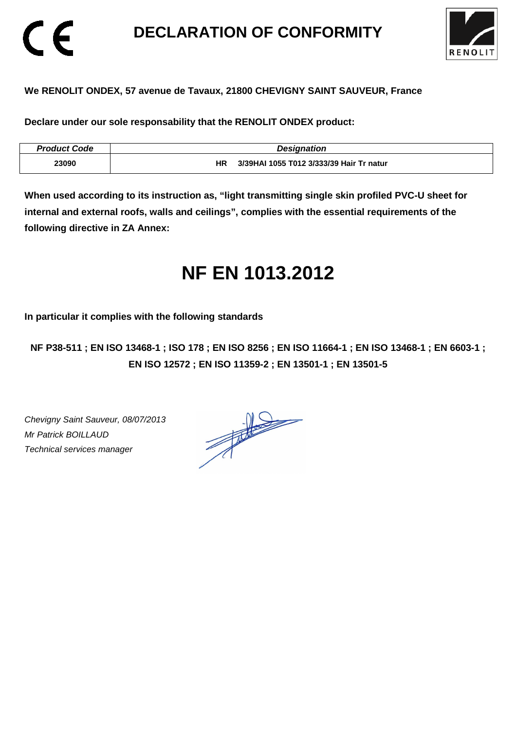# DECLARATION OF CONFORMITY

**We RENOLIT ONDEX, 57 avenue de Tavaux, 21800 CHEVIGNY SAINT SAUVEUR, France**

**Declare under our sole responsability that the RENOLIT ONDEX product:**

| *Product Code* | *Designation* |
|---|---|
| **23090** | **HR 3/39HAI 1055 T012 3/333/39 Hair Tr natur** |

**When used according to its instruction as, "light transmitting single skin profiled PVC-U sheet for internal and external roofs, walls and ceilings", complies with the essential requirements of the following directive in ZA Annex:**

# NF EN 1013.2012

**In particular it complies with the following standards**

**NF P38-511 ; EN ISO 13468-1 ; ISO 178 ; EN ISO 8256 ; EN ISO 11664-1 ; EN ISO 13468-1 ; EN 6603-1 ; EN ISO 12572 ; EN ISO 11359-2 ; EN 13501-1 ; EN 13501-5**

*Chevigny Saint Sauveur, 08/07/2013*
*Mr Patrick BOILLAUD*
*Technical services manager*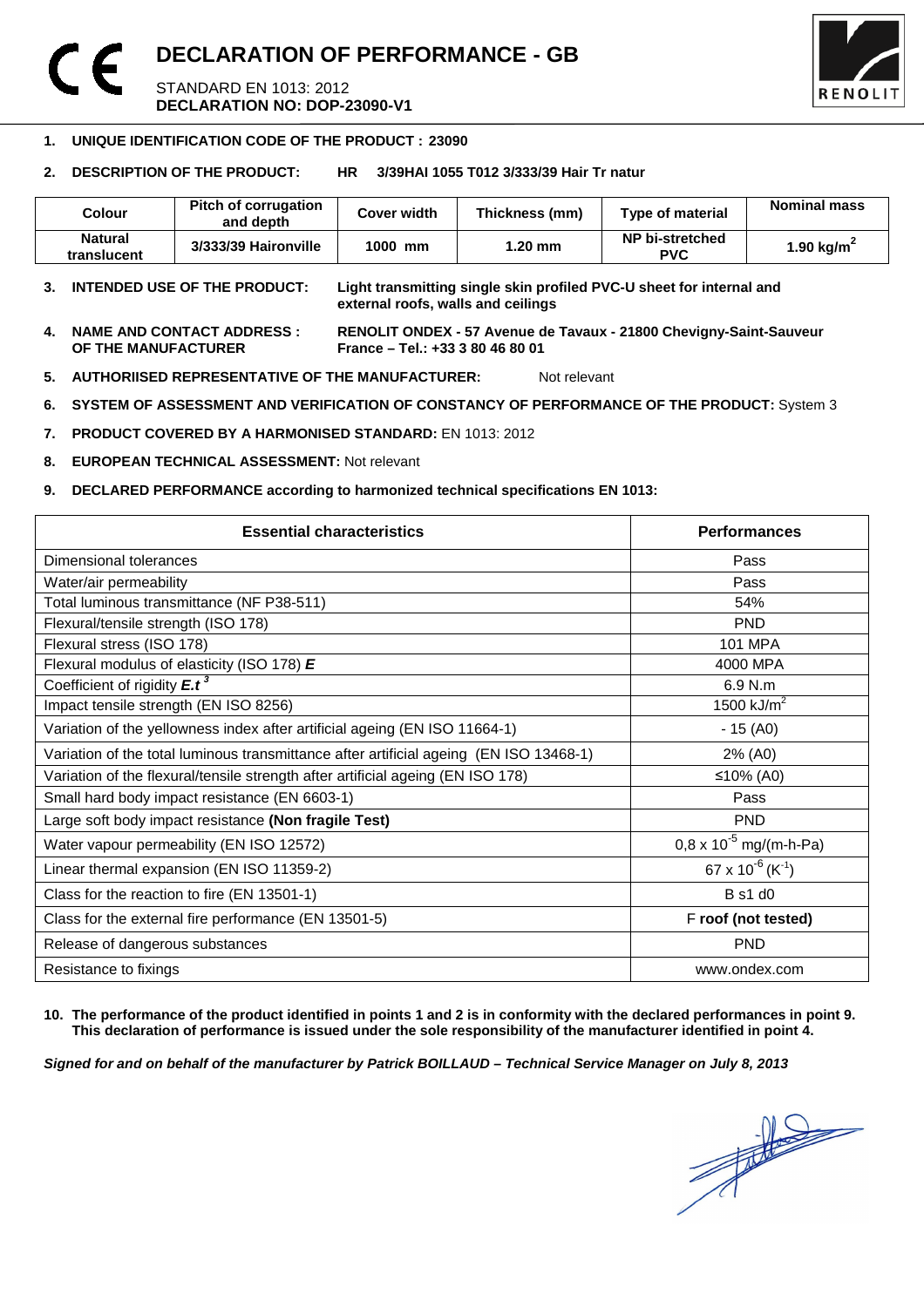# DECLARATION OF PERFORMANCE - GB

STANDARD EN 1013: 2012
**DECLARATION NO: DOP-23090-V1**

1. **UNIQUE IDENTIFICATION CODE OF THE PRODUCT : 23090**
2. **DESCRIPTION OF THE PRODUCT: HR 3/39HAI 1055 T012 3/333/39 Hair Tr natur**

| Colour | Pitch of corrugation and depth | Cover width | Thickness (mm) | Type of material | Nominal mass |
|---|---|---|---|---|---|
| **Natural translucent** | **3/333/39 Haironville** | **1000 mm** | **1.20 mm** | **NP bi-stretched PVC** | **1.90 kg/m²** |

3. **INTENDED USE OF THE PRODUCT: Light transmitting single skin profiled PVC-U sheet for internal and external roofs, walls and ceilings**
4. **NAME AND CONTACT ADDRESS : OF THE MANUFACTURER RENOLIT ONDEX - 57 Avenue de Tavaux - 21800 Chevigny-Saint-Sauveur France – Tel.: +33 3 80 46 80 01**
5. **AUTHORIISED REPRESENTATIVE OF THE MANUFACTURER:** Not relevant
6. **SYSTEM OF ASSESSMENT AND VERIFICATION OF CONSTANCY OF PERFORMANCE OF THE PRODUCT:** System 3
7. **PRODUCT COVERED BY A HARMONISED STANDARD:** EN 1013: 2012
8. **EUROPEAN TECHNICAL ASSESSMENT:** Not relevant
9. **DECLARED PERFORMANCE according to harmonized technical specifications EN 1013:**

| Essential characteristics | Performances |
|---|---|
| Dimensional tolerances | Pass |
| Water/air permeability | Pass |
| Total luminous transmittance (NF P38-511) | 54% |
| Flexural/tensile strength (ISO 178) | PND |
| Flexural stress (ISO 178) | 101 MPA |
| Flexural modulus of elasticity (ISO 178) ***E*** | 4000 MPA |
| Coefficient of rigidity $E.t^3$ | 6.9 N.m |
| Impact tensile strength (EN ISO 8256) | 1500 kJ/m² |
| Variation of the yellowness index after artificial ageing (EN ISO 11664-1) | - 15 (A0) |
| Variation of the total luminous transmittance after artificial ageing (EN ISO 13468-1) | 2% (A0) |
| Variation of the flexural/tensile strength after artificial ageing (EN ISO 178) | ≤10% (A0) |
| Small hard body impact resistance (EN 6603-1) | Pass |
| Large soft body impact resistance **(Non fragile Test)** | PND |
| Water vapour permeability (EN ISO 12572) | $0,8 \times 10^{-5}$ mg/(m-h-Pa) |
| Linear thermal expansion (EN ISO 11359-2) | $67 \times 10^{-6}$ ($K^{-1}$) |
| Class for the reaction to fire (EN 13501-1) | B s1 d0 |
| Class for the external fire performance (EN 13501-5) | F **roof (not tested)** |
| Release of dangerous substances | PND |
| Resistance to fixings | www.ondex.com |

10. **The performance of the product identified in points 1 and 2 is in conformity with the declared performances in point 9. This declaration of performance is issued under the sole responsibility of the manufacturer identified in point 4.**

***Signed for and on behalf of the manufacturer by Patrick BOILLAUD – Technical Service Manager on July 8, 2013***